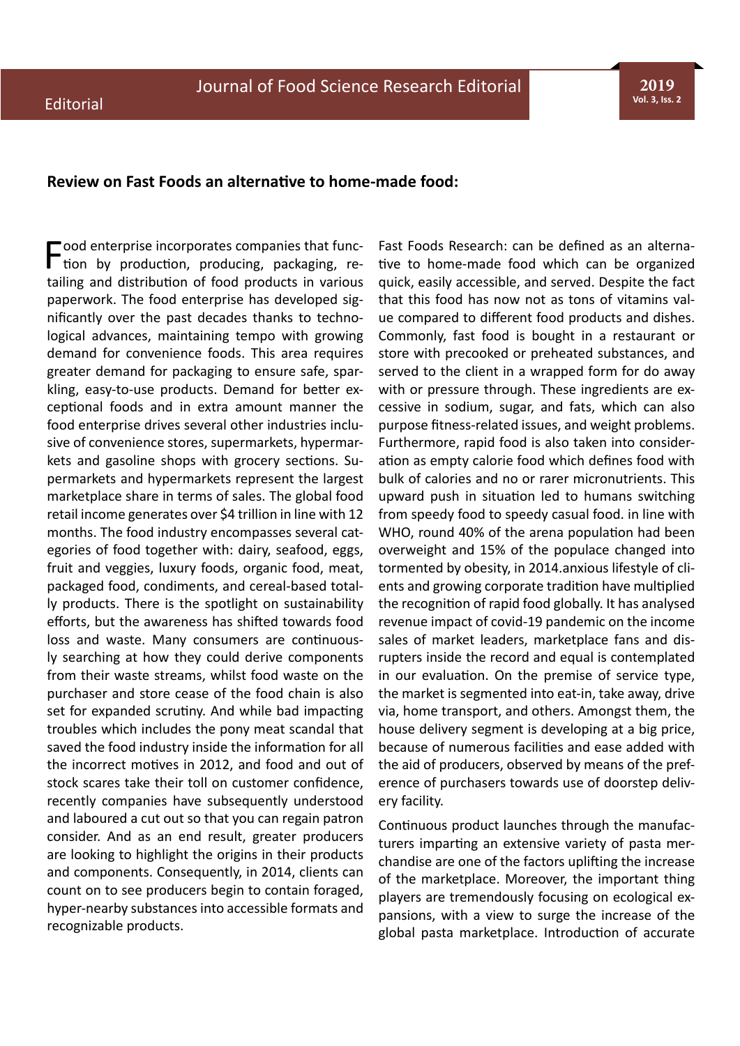Editorial

## Review on Fast Foods an alternative to home-made food:

Food enterprise incorporates companies that function by production, producing, packaging, retailing and distribution of food products in various paperwork. The food enterprise has developed significantly over the past decades thanks to technological advances, maintaining tempo with growing demand for convenience foods. This area requires greater demand for packaging to ensure safe, sparkling, easy-to-use products. Demand for better exceptional foods and in extra amount manner the food enterprise drives several other industries inclusive of convenience stores, supermarkets, hypermarkets and gasoline shops with grocery sections. Supermarkets and hypermarkets represent the largest marketplace share in terms of sales. The global food retail income generates over $4 trillion in line with 12 months. The food industry encompasses several categories of food together with: dairy, seafood, eggs, fruit and veggies, luxury foods, organic food, meat, packaged food, condiments, and cereal-based totally products. There is the spotlight on sustainability efforts, but the awareness has shifted towards food loss and waste. Many consumers are continuously searching at how they could derive components from their waste streams, whilst food waste on the purchaser and store cease of the food chain is also set for expanded scrutiny. And while bad impacting troubles which includes the pony meat scandal that saved the food industry inside the information for all the incorrect motives in 2012, and food and out of stock scares take their toll on customer confidence, recently companies have subsequently understood and laboured a cut out so that you can regain patron consider. And as an end result, greater producers are looking to highlight the origins in their products and components. Consequently, in 2014, clients can count on to see producers begin to contain foraged, hyper-nearby substances into accessible formats and recognizable products.

Fast Foods Research: can be defined as an alternative to home-made food which can be organized quick, easily accessible, and served. Despite the fact that this food has now not as tons of vitamins value compared to different food products and dishes. Commonly, fast food is bought in a restaurant or store with precooked or preheated substances, and served to the client in a wrapped form for do away with or pressure through. These ingredients are excessive in sodium, sugar, and fats, which can also purpose fitness-related issues, and weight problems. Furthermore, rapid food is also taken into consideration as empty calorie food which defines food with bulk of calories and no or rarer micronutrients. This upward push in situation led to humans switching from speedy food to speedy casual food. in line with WHO, round 40% of the arena population had been overweight and 15% of the populace changed into tormented by obesity, in 2014.anxious lifestyle of clients and growing corporate tradition have multiplied the recognition of rapid food globally. It has analysed revenue impact of covid-19 pandemic on the income sales of market leaders, marketplace fans and disrupters inside the record and equal is contemplated in our evaluation. On the premise of service type, the market is segmented into eat-in, take away, drive via, home transport, and others. Amongst them, the house delivery segment is developing at a big price, because of numerous facilities and ease added with the aid of producers, observed by means of the preference of purchasers towards use of doorstep delivery facility.

Continuous product launches through the manufacturers imparting an extensive variety of pasta merchandise are one of the factors uplifting the increase of the marketplace. Moreover, the important thing players are tremendously focusing on ecological expansions, with a view to surge the increase of the global pasta marketplace. Introduction of accurate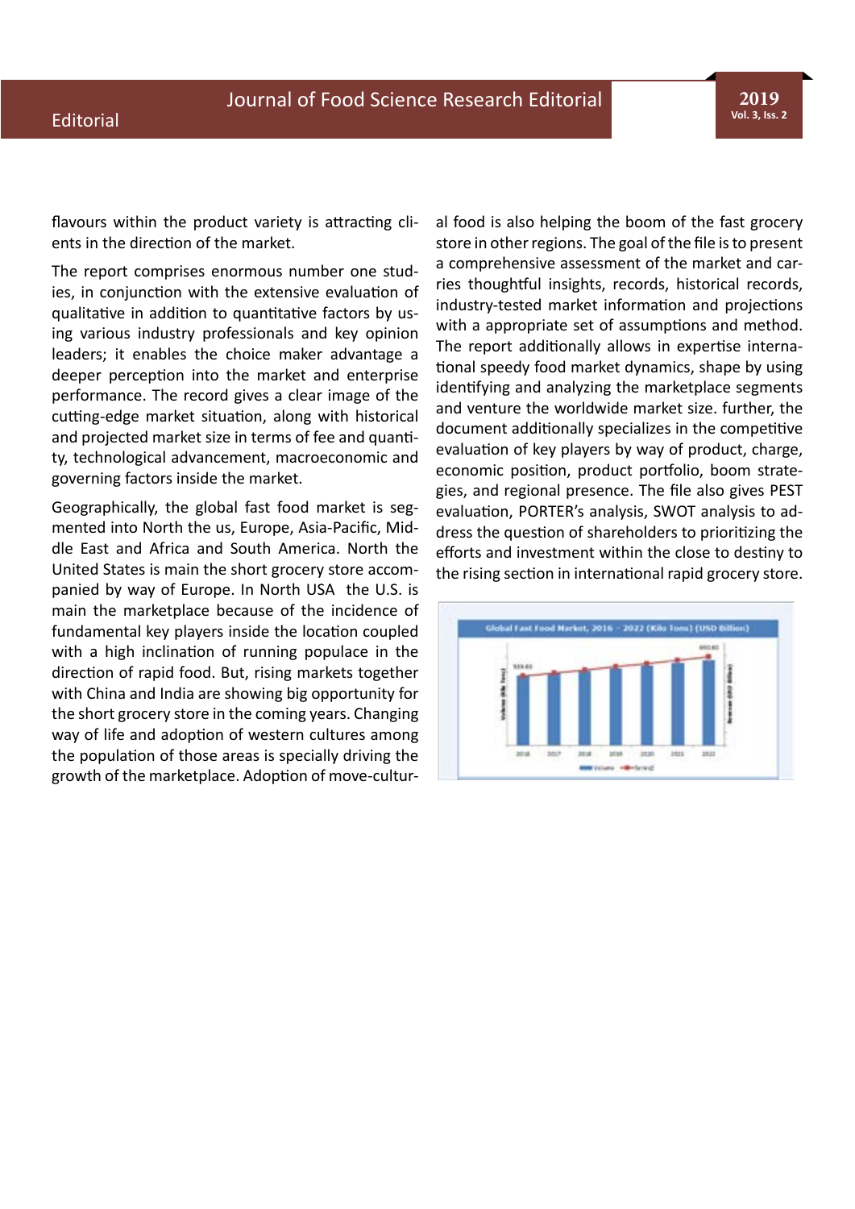flavours within the product variety is attracting clients in the direction of the market.

The report comprises enormous number one studies, in conjunction with the extensive evaluation of qualitative in addition to quantitative factors by using various industry professionals and key opinion leaders; it enables the choice maker advantage a deeper perception into the market and enterprise performance. The record gives a clear image of the cutting-edge market situation, along with historical and projected market size in terms of fee and quantity, technological advancement, macroeconomic and governing factors inside the market.

Geographically, the global fast food market is segmented into North the us, Europe, Asia-Pacific, Middle East and Africa and South America. North the United States is main the short grocery store accompanied by way of Europe. In North USA the U.S. is main the marketplace because of the incidence of fundamental key players inside the location coupled with a high inclination of running populace in the direction of rapid food. But, rising markets together with China and India are showing big opportunity for the short grocery store in the coming years. Changing way of life and adoption of western cultures among the population of those areas is specially driving the growth of the marketplace. Adoption of move-cultural food is also helping the boom of the fast grocery store in other regions. The goal of the file is to present a comprehensive assessment of the market and carries thoughtful insights, records, historical records, industry-tested market information and projections with a appropriate set of assumptions and method. The report additionally allows in expertise international speedy food market dynamics, shape by using identifying and analyzing the marketplace segments and venture the worldwide market size. further, the document additionally specializes in the competitive evaluation of key players by way of product, charge, economic position, product portfolio, boom strategies, and regional presence. The file also gives PEST evaluation, PORTER's analysis, SWOT analysis to address the question of shareholders to prioritizing the efforts and investment within the close to destiny to the rising section in international rapid grocery store.

Global Fast Food Market, 2016 - 2022 (Kilo Tons) (USD Billion)

539.63

690.80

Volume (Kilo Tons)

Revenue (USD Billion)

2016 2017 2018 2019 2020 2021 2022

Volume Revenue